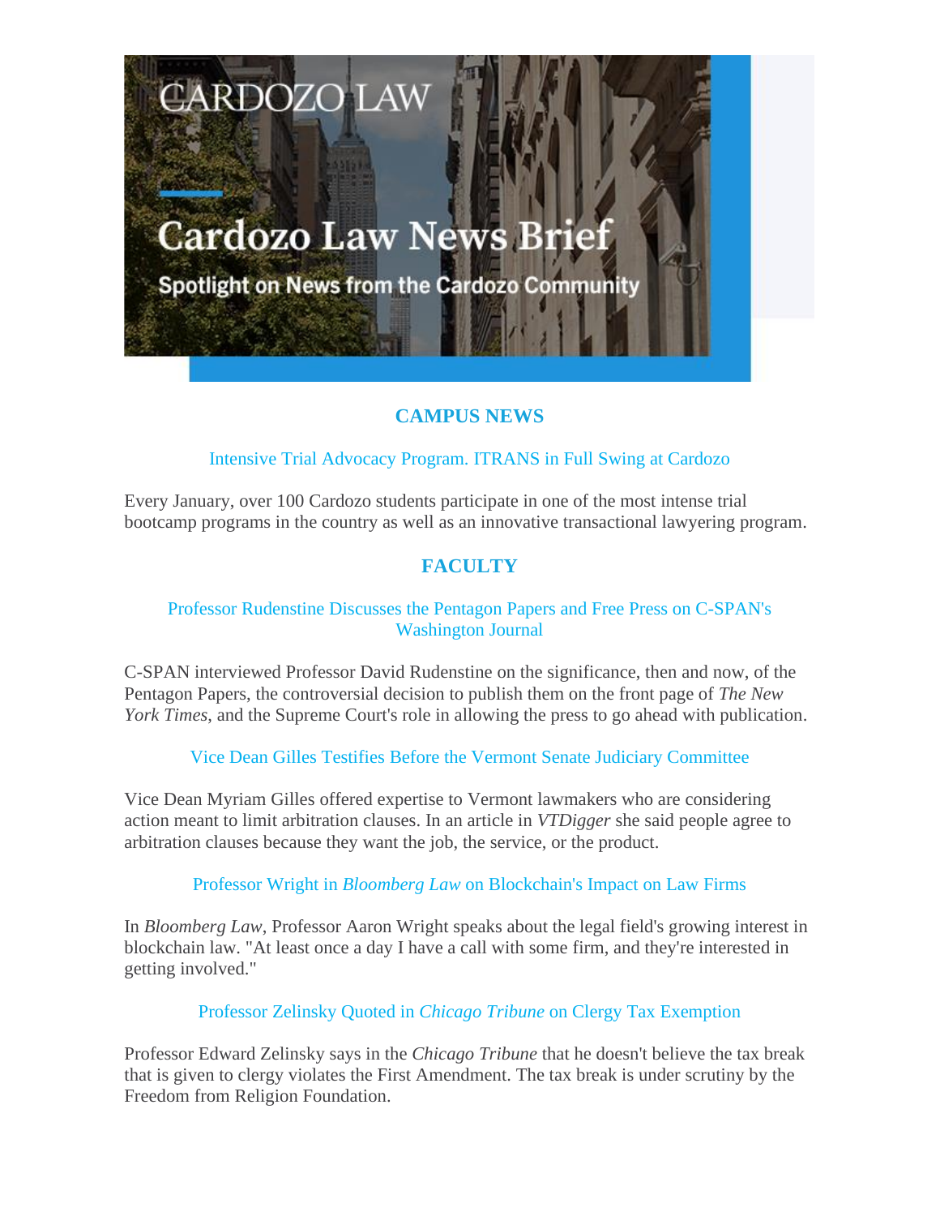CARDOZO LAW

# Cardozo Law News Brief

Spotlight on News from the Cardozo Community

## CAMPUS NEWS

### Intensive Trial Advocacy Program. ITRANS in Full Swing at Cardozo

Every January, over 100 Cardozo students participate in one of the most intense trial bootcamp programs in the country as well as an innovative transactional lawyering program.

## FACULTY

### Professor Rudenstine Discusses the Pentagon Papers and Free Press on C-SPAN's Washington Journal

C-SPAN interviewed Professor David Rudenstine on the significance, then and now, of the Pentagon Papers, the controversial decision to publish them on the front page of *The New York Times*, and the Supreme Court's role in allowing the press to go ahead with publication.

### Vice Dean Gilles Testifies Before the Vermont Senate Judiciary Committee

Vice Dean Myriam Gilles offered expertise to Vermont lawmakers who are considering action meant to limit arbitration clauses. In an article in *VTDigger* she said people agree to arbitration clauses because they want the job, the service, or the product.

### Professor Wright in *Bloomberg Law* on Blockchain's Impact on Law Firms

In *Bloomberg Law*, Professor Aaron Wright speaks about the legal field's growing interest in blockchain law. "At least once a day I have a call with some firm, and they're interested in getting involved."

### Professor Zelinsky Quoted in *Chicago Tribune* on Clergy Tax Exemption

Professor Edward Zelinsky says in the *Chicago Tribune* that he doesn't believe the tax break that is given to clergy violates the First Amendment. The tax break is under scrutiny by the Freedom from Religion Foundation.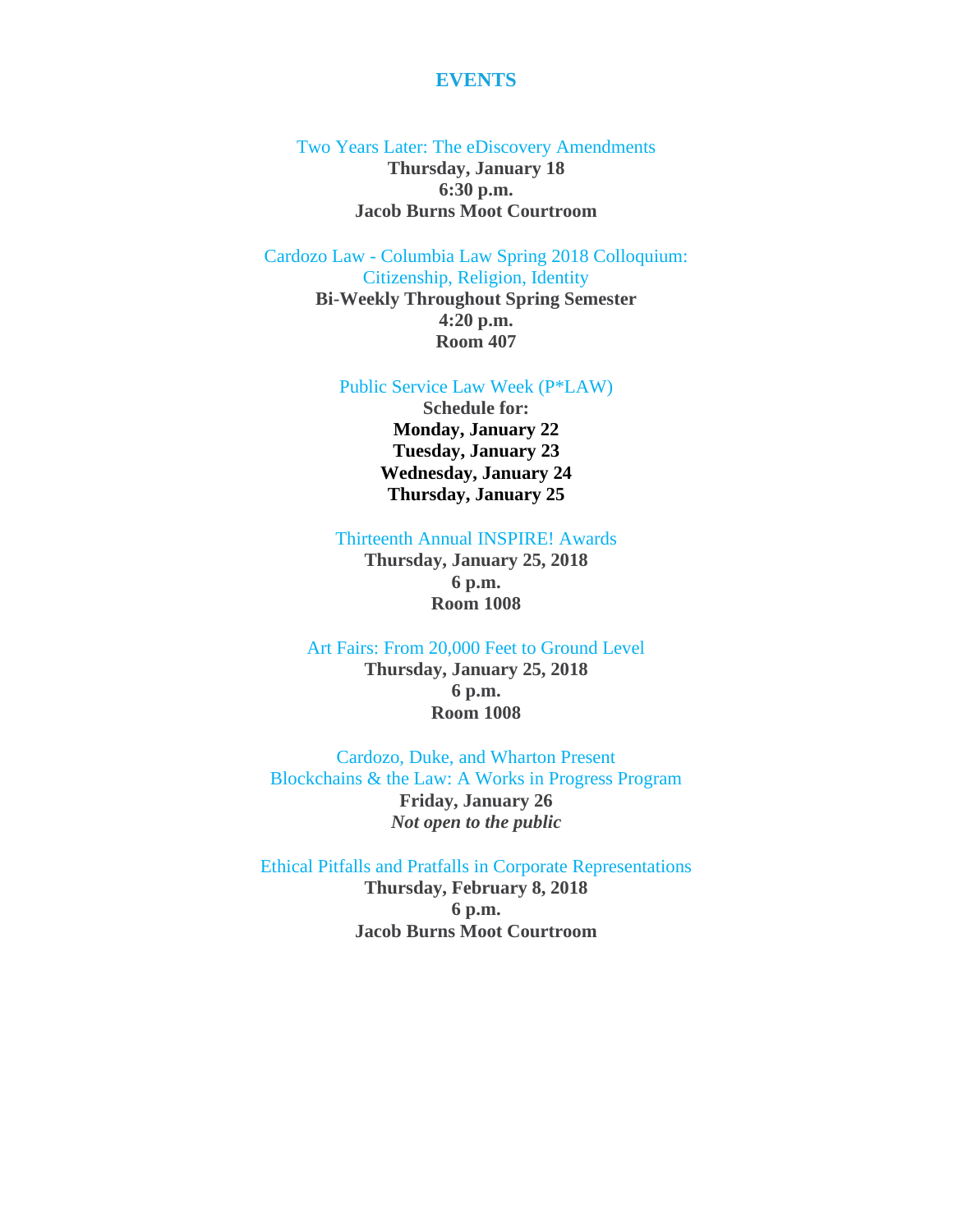# EVENTS

Two Years Later: The eDiscovery Amendments
**Thursday, January 18**
**6:30 p.m.**
**Jacob Burns Moot Courtroom**

Cardozo Law - Columbia Law Spring 2018 Colloquium: Citizenship, Religion, Identity
**Bi-Weekly Throughout Spring Semester**
**4:20 p.m.**
**Room 407**

Public Service Law Week (P*LAW)
**Schedule for:**
**Monday, January 22**
**Tuesday, January 23**
**Wednesday, January 24**
**Thursday, January 25**

Thirteenth Annual INSPIRE! Awards
**Thursday, January 25, 2018**
**6 p.m.**
**Room 1008**

Art Fairs: From 20,000 Feet to Ground Level
**Thursday, January 25, 2018**
**6 p.m.**
**Room 1008**

Cardozo, Duke, and Wharton Present
Blockchains & the Law: A Works in Progress Program
**Friday, January 26**
***Not open to the public***

Ethical Pitfalls and Pratfalls in Corporate Representations
**Thursday, February 8, 2018**
**6 p.m.**
**Jacob Burns Moot Courtroom**